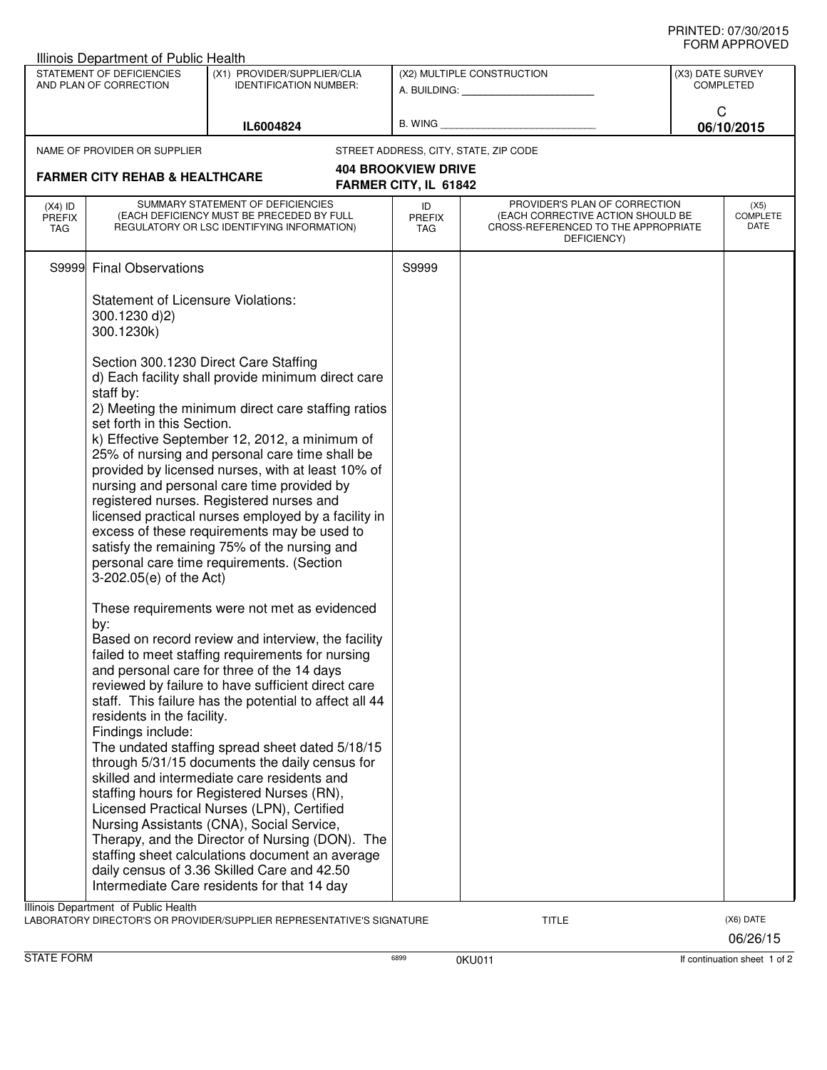PRINTED: 07/30/2015
FORM APPROVED

Illinois Department of Public Health

| STATEMENT OF DEFICIENCIES AND PLAN OF CORRECTION | (X1) PROVIDER/SUPPLIER/CLIA IDENTIFICATION NUMBER: | (X2) MULTIPLE CONSTRUCTION | (X3) DATE SURVEY COMPLETED |
|---|---|---|---|
| | IL6004824 | A. BUILDING: ______ B. WING ______ | C 06/10/2015 |

NAME OF PROVIDER OR SUPPLIER: **FARMER CITY REHAB & HEALTHCARE**

STREET ADDRESS, CITY, STATE, ZIP CODE: **404 BROOKVIEW DRIVE, FARMER CITY, IL 61842**

| (X4) ID PREFIX TAG | SUMMARY STATEMENT OF DEFICIENCIES (EACH DEFICIENCY MUST BE PRECEDED BY FULL REGULATORY OR LSC IDENTIFYING INFORMATION) | ID PREFIX TAG | PROVIDER'S PLAN OF CORRECTION (EACH CORRECTIVE ACTION SHOULD BE CROSS-REFERENCED TO THE APPROPRIATE DEFICIENCY) | (X5) COMPLETE DATE |
|---|---|---|---|---|
| S9999 | Final Observations | S9999 | | |

Statement of Licensure Violations:
300.1230 d)2)
300.1230k)

Section 300.1230 Direct Care Staffing
d) Each facility shall provide minimum direct care staff by:
2) Meeting the minimum direct care staffing ratios set forth in this Section.
k) Effective September 12, 2012, a minimum of 25% of nursing and personal care time shall be provided by licensed nurses, with at least 10% of nursing and personal care time provided by registered nurses. Registered nurses and licensed practical nurses employed by a facility in excess of these requirements may be used to satisfy the remaining 75% of the nursing and personal care time requirements. (Section 3-202.05(e) of the Act)

These requirements were not met as evidenced by:
Based on record review and interview, the facility failed to meet staffing requirements for nursing and personal care for three of the 14 days reviewed by failure to have sufficient direct care staff. This failure has the potential to affect all 44 residents in the facility.
Findings include:
The undated staffing spread sheet dated 5/18/15 through 5/31/15 documents the daily census for skilled and intermediate care residents and staffing hours for Registered Nurses (RN), Licensed Practical Nurses (LPN), Certified Nursing Assistants (CNA), Social Service, Therapy, and the Director of Nursing (DON). The staffing sheet calculations document an average daily census of 3.36 Skilled Care and 42.50 Intermediate Care residents for that 14 day

Illinois Department of Public Health
LABORATORY DIRECTOR'S OR PROVIDER/SUPPLIER REPRESENTATIVE'S SIGNATURE | TITLE | (X6) DATE 06/26/15

STATE FORM 6899 0KU011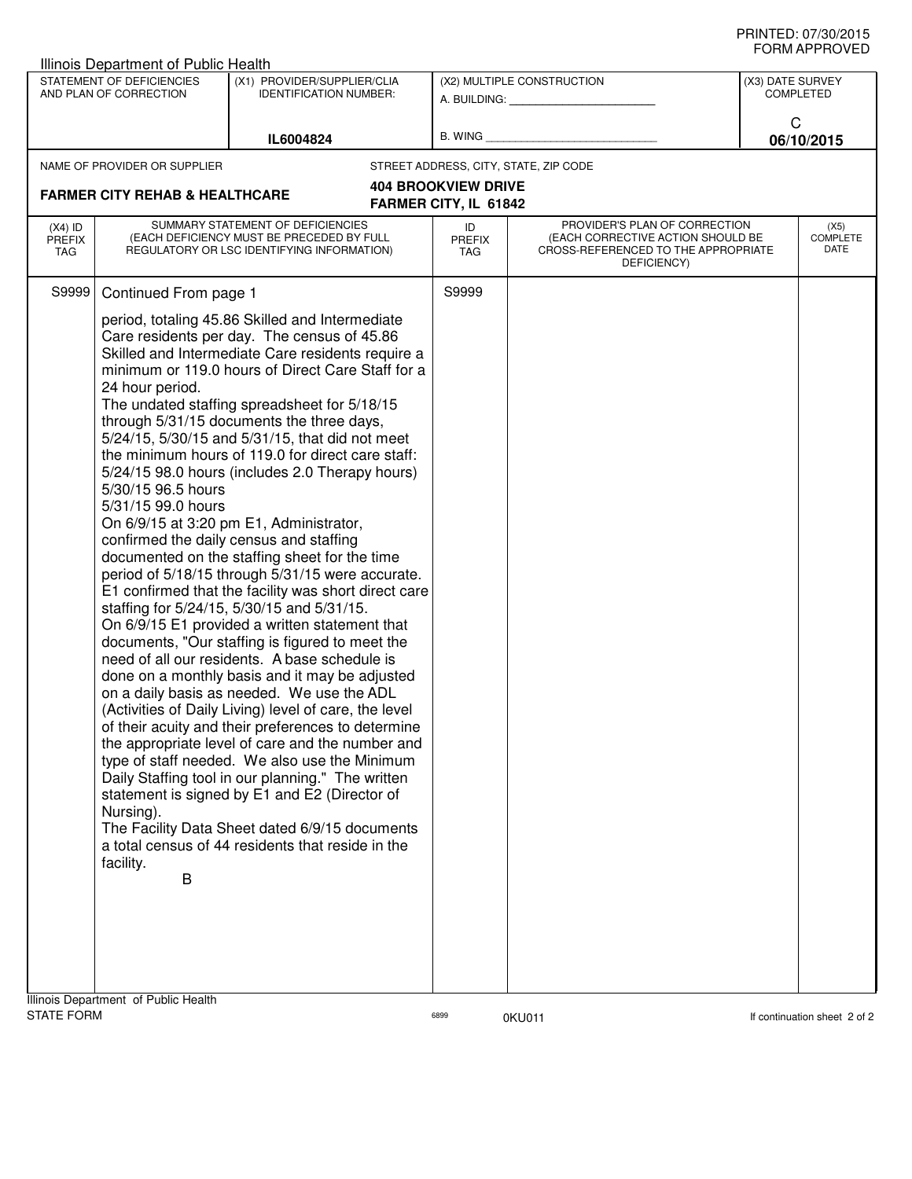PRINTED: 07/30/2015
FORM APPROVED

Illinois Department of Public Health

| STATEMENT OF DEFICIENCIES AND PLAN OF CORRECTION | (X1) PROVIDER/SUPPLIER/CLIA IDENTIFICATION NUMBER: | (X2) MULTIPLE CONSTRUCTION | (X3) DATE SURVEY COMPLETED |
|---|---|---|---|
| | IL6004824 | A. BUILDING: ______ B. WING ______ | C 06/10/2015 |

NAME OF PROVIDER OR SUPPLIER: **FARMER CITY REHAB & HEALTHCARE**

STREET ADDRESS, CITY, STATE, ZIP CODE: **404 BROOKVIEW DRIVE FARMER CITY, IL 61842**

| (X4) ID PREFIX TAG | SUMMARY STATEMENT OF DEFICIENCIES (EACH DEFICIENCY MUST BE PRECEDED BY FULL REGULATORY OR LSC IDENTIFYING INFORMATION) | ID PREFIX TAG | PROVIDER'S PLAN OF CORRECTION (EACH CORRECTIVE ACTION SHOULD BE CROSS-REFERENCED TO THE APPROPRIATE DEFICIENCY) | (X5) COMPLETE DATE |
|---|---|---|---|---|
| S9999 | Continued From page 1 | S9999 | | |

period, totaling 45.86 Skilled and Intermediate Care residents per day. The census of 45.86 Skilled and Intermediate Care residents require a minimum or 119.0 hours of Direct Care Staff for a 24 hour period.

The undated staffing spreadsheet for 5/18/15 through 5/31/15 documents the three days, 5/24/15, 5/30/15 and 5/31/15, that did not meet the minimum hours of 119.0 for direct care staff:
5/24/15 98.0 hours (includes 2.0 Therapy hours)
5/30/15 96.5 hours
5/31/15 99.0 hours

On 6/9/15 at 3:20 pm E1, Administrator, confirmed the daily census and staffing documented on the staffing sheet for the time period of 5/18/15 through 5/31/15 were accurate. E1 confirmed that the facility was short direct care staffing for 5/24/15, 5/30/15 and 5/31/15.

On 6/9/15 E1 provided a written statement that documents, "Our staffing is figured to meet the need of all our residents. A base schedule is done on a monthly basis and it may be adjusted on a daily basis as needed. We use the ADL (Activities of Daily Living) level of care, the level of their acuity and their preferences to determine the appropriate level of care and the number and type of staff needed. We also use the Minimum Daily Staffing tool in our planning." The written statement is signed by E1 and E2 (Director of Nursing).

The Facility Data Sheet dated 6/9/15 documents a total census of 44 residents that reside in the facility.

B

Illinois Department of Public Health
STATE FORM 6899 0KU011